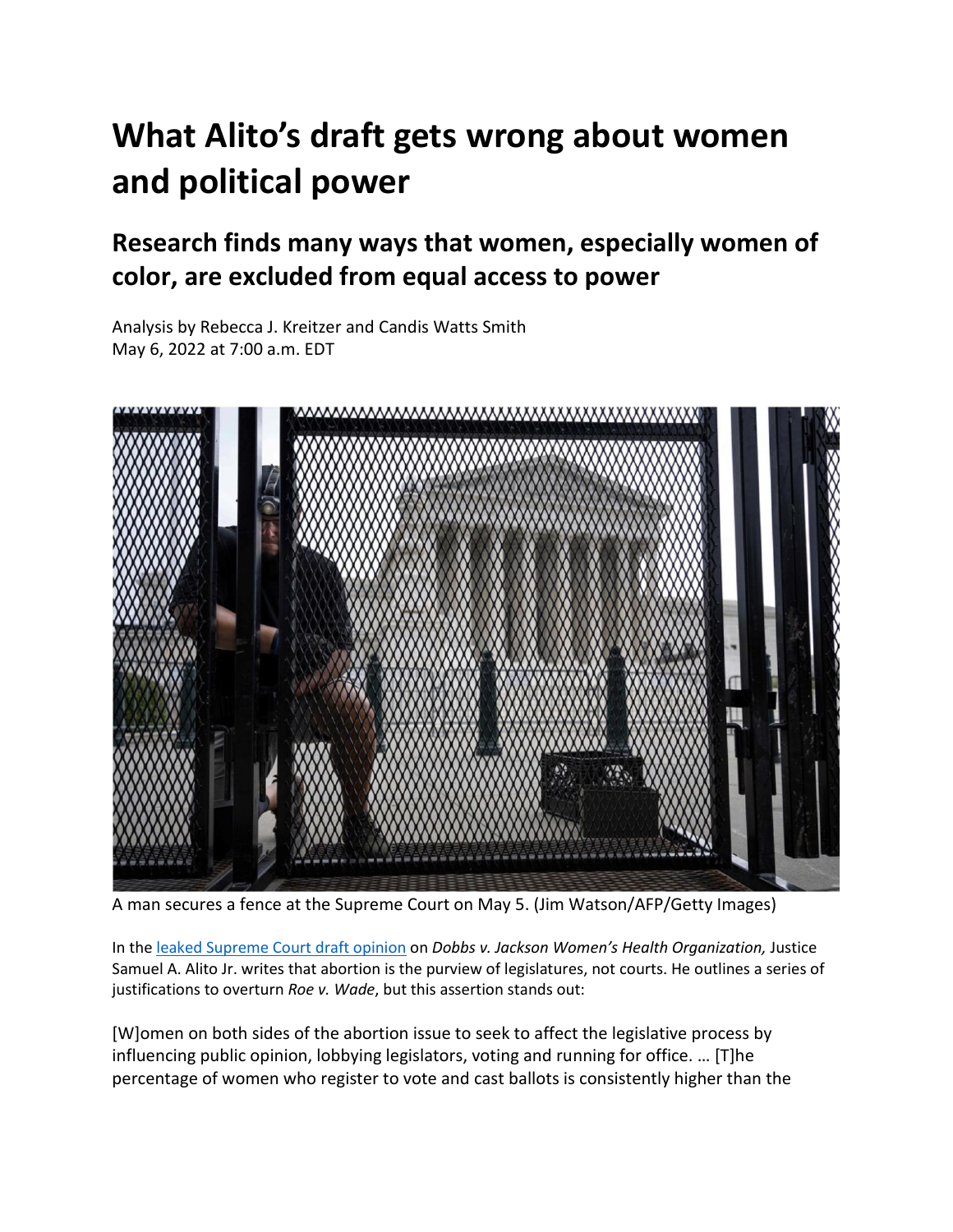# What Alito's draft gets wrong about women and political power

## Research finds many ways that women, especially women of color, are excluded from equal access to power

Analysis by Rebecca J. Kreitzer and Candis Watts Smith
May 6, 2022 at 7:00 a.m. EDT

A man secures a fence at the Supreme Court on May 5. (Jim Watson/AFP/Getty Images)

In the leaked Supreme Court draft opinion on *Dobbs v. Jackson Women's Health Organization,* Justice Samuel A. Alito Jr. writes that abortion is the purview of legislatures, not courts. He outlines a series of justifications to overturn *Roe v. Wade*, but this assertion stands out:

[W]omen on both sides of the abortion issue to seek to affect the legislative process by influencing public opinion, lobbying legislators, voting and running for office. … [T]he percentage of women who register to vote and cast ballots is consistently higher than the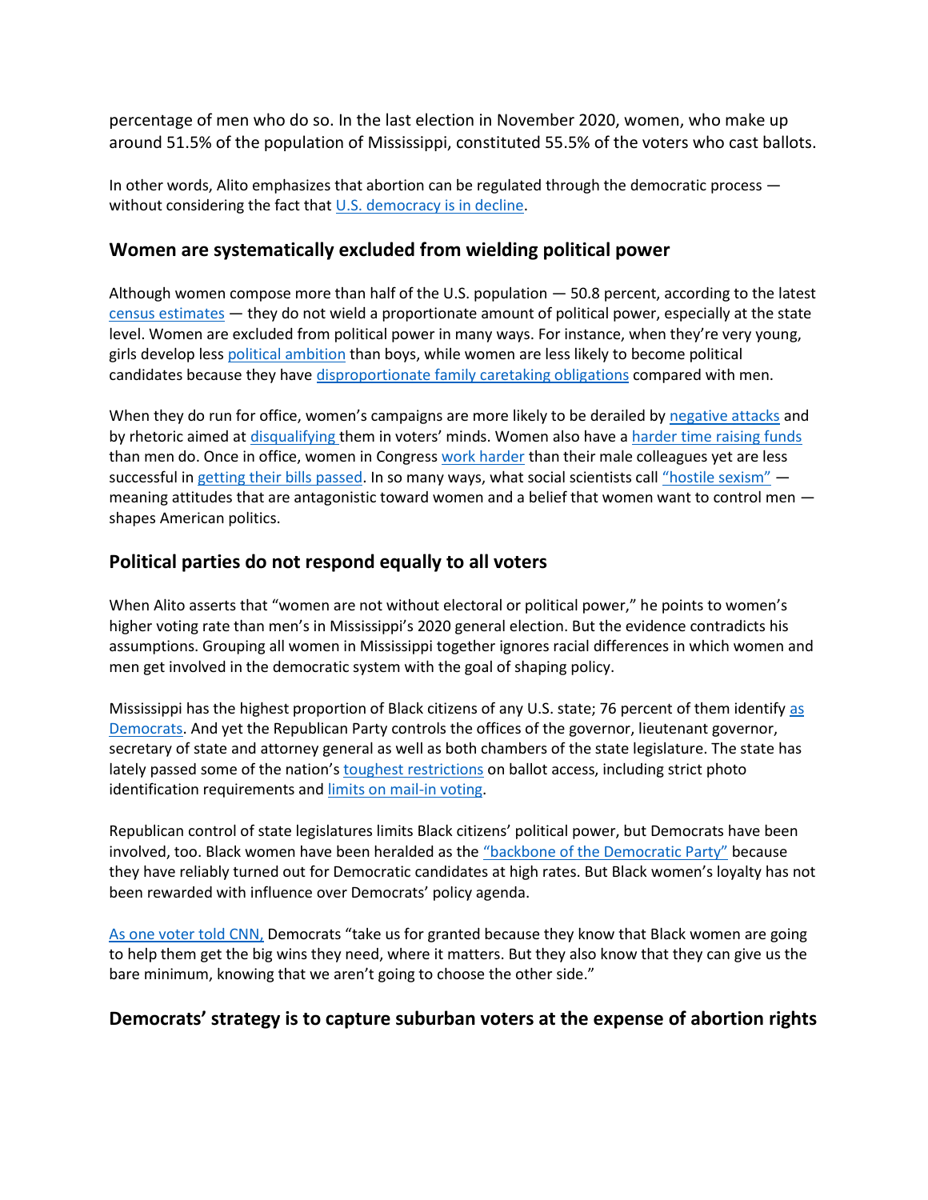percentage of men who do so. In the last election in November 2020, women, who make up around 51.5% of the population of Mississippi, constituted 55.5% of the voters who cast ballots.

In other words, Alito emphasizes that abortion can be regulated through the democratic process — without considering the fact that U.S. democracy is in decline.

## Women are systematically excluded from wielding political power

Although women compose more than half of the U.S. population — 50.8 percent, according to the latest census estimates — they do not wield a proportionate amount of political power, especially at the state level. Women are excluded from political power in many ways. For instance, when they're very young, girls develop less political ambition than boys, while women are less likely to become political candidates because they have disproportionate family caretaking obligations compared with men.

When they do run for office, women's campaigns are more likely to be derailed by negative attacks and by rhetoric aimed at disqualifying them in voters' minds. Women also have a harder time raising funds than men do. Once in office, women in Congress work harder than their male colleagues yet are less successful in getting their bills passed. In so many ways, what social scientists call "hostile sexism" — meaning attitudes that are antagonistic toward women and a belief that women want to control men — shapes American politics.

## Political parties do not respond equally to all voters

When Alito asserts that "women are not without electoral or political power," he points to women's higher voting rate than men's in Mississippi's 2020 general election. But the evidence contradicts his assumptions. Grouping all women in Mississippi together ignores racial differences in which women and men get involved in the democratic system with the goal of shaping policy.

Mississippi has the highest proportion of Black citizens of any U.S. state; 76 percent of them identify as Democrats. And yet the Republican Party controls the offices of the governor, lieutenant governor, secretary of state and attorney general as well as both chambers of the state legislature. The state has lately passed some of the nation's toughest restrictions on ballot access, including strict photo identification requirements and limits on mail-in voting.

Republican control of state legislatures limits Black citizens' political power, but Democrats have been involved, too. Black women have been heralded as the "backbone of the Democratic Party" because they have reliably turned out for Democratic candidates at high rates. But Black women's loyalty has not been rewarded with influence over Democrats' policy agenda.

As one voter told CNN, Democrats "take us for granted because they know that Black women are going to help them get the big wins they need, where it matters. But they also know that they can give us the bare minimum, knowing that we aren't going to choose the other side."

## Democrats' strategy is to capture suburban voters at the expense of abortion rights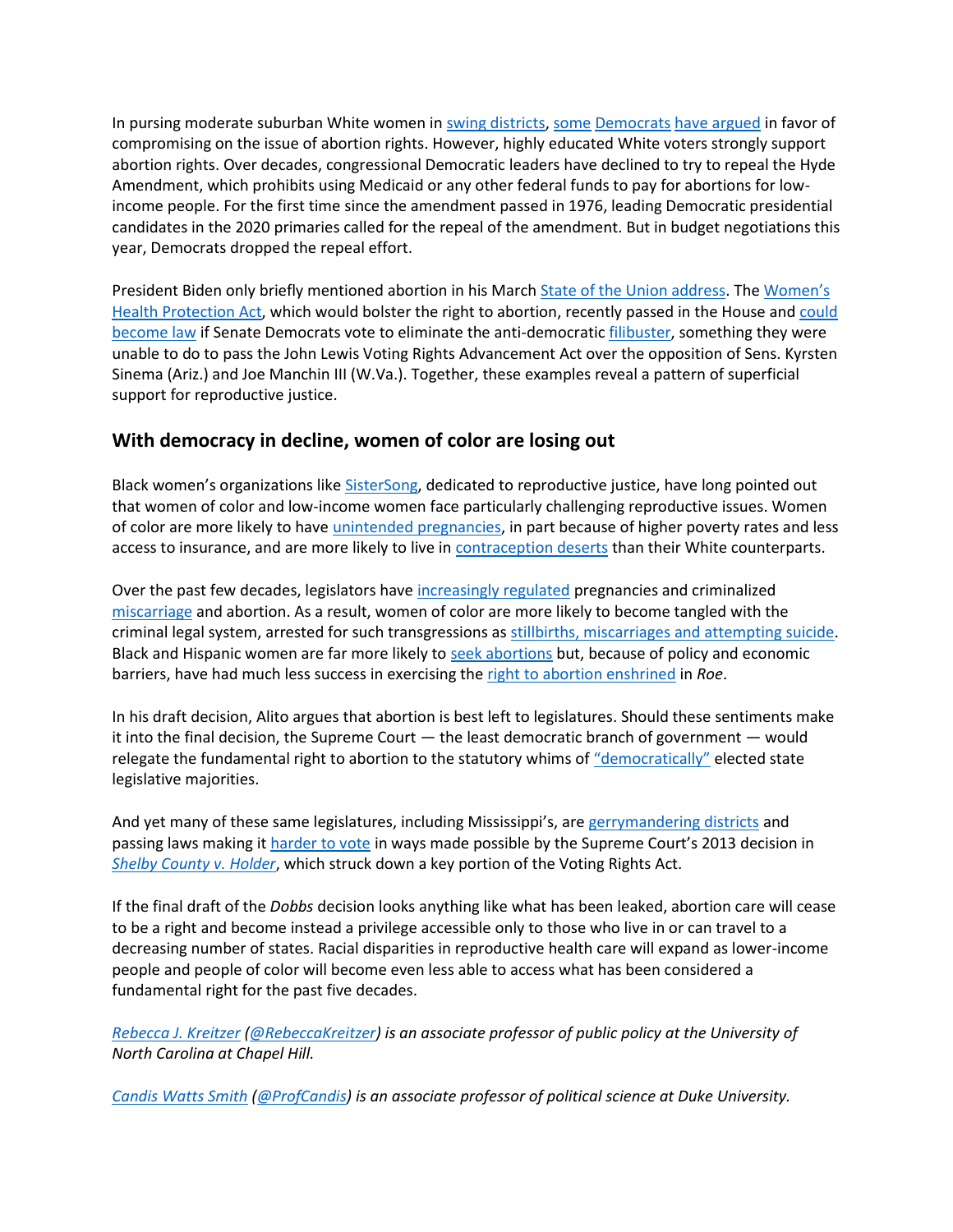In pursing moderate suburban White women in swing districts, some Democrats have argued in favor of compromising on the issue of abortion rights. However, highly educated White voters strongly support abortion rights. Over decades, congressional Democratic leaders have declined to try to repeal the Hyde Amendment, which prohibits using Medicaid or any other federal funds to pay for abortions for low-income people. For the first time since the amendment passed in 1976, leading Democratic presidential candidates in the 2020 primaries called for the repeal of the amendment. But in budget negotiations this year, Democrats dropped the repeal effort.

President Biden only briefly mentioned abortion in his March State of the Union address. The Women's Health Protection Act, which would bolster the right to abortion, recently passed in the House and could become law if Senate Democrats vote to eliminate the anti-democratic filibuster, something they were unable to do to pass the John Lewis Voting Rights Advancement Act over the opposition of Sens. Kyrsten Sinema (Ariz.) and Joe Manchin III (W.Va.). Together, these examples reveal a pattern of superficial support for reproductive justice.

## With democracy in decline, women of color are losing out

Black women's organizations like SisterSong, dedicated to reproductive justice, have long pointed out that women of color and low-income women face particularly challenging reproductive issues. Women of color are more likely to have unintended pregnancies, in part because of higher poverty rates and less access to insurance, and are more likely to live in contraception deserts than their White counterparts.

Over the past few decades, legislators have increasingly regulated pregnancies and criminalized miscarriage and abortion. As a result, women of color are more likely to become tangled with the criminal legal system, arrested for such transgressions as stillbirths, miscarriages and attempting suicide. Black and Hispanic women are far more likely to seek abortions but, because of policy and economic barriers, have had much less success in exercising the right to abortion enshrined in *Roe*.

In his draft decision, Alito argues that abortion is best left to legislatures. Should these sentiments make it into the final decision, the Supreme Court — the least democratic branch of government — would relegate the fundamental right to abortion to the statutory whims of "democratically" elected state legislative majorities.

And yet many of these same legislatures, including Mississippi's, are gerrymandering districts and passing laws making it harder to vote in ways made possible by the Supreme Court's 2013 decision in *Shelby County v. Holder*, which struck down a key portion of the Voting Rights Act.

If the final draft of the *Dobbs* decision looks anything like what has been leaked, abortion care will cease to be a right and become instead a privilege accessible only to those who live in or can travel to a decreasing number of states. Racial disparities in reproductive health care will expand as lower-income people and people of color will become even less able to access what has been considered a fundamental right for the past five decades.

*Rebecca J. Kreitzer (@RebeccaKreitzer) is an associate professor of public policy at the University of North Carolina at Chapel Hill.*

*Candis Watts Smith (@ProfCandis) is an associate professor of political science at Duke University.*